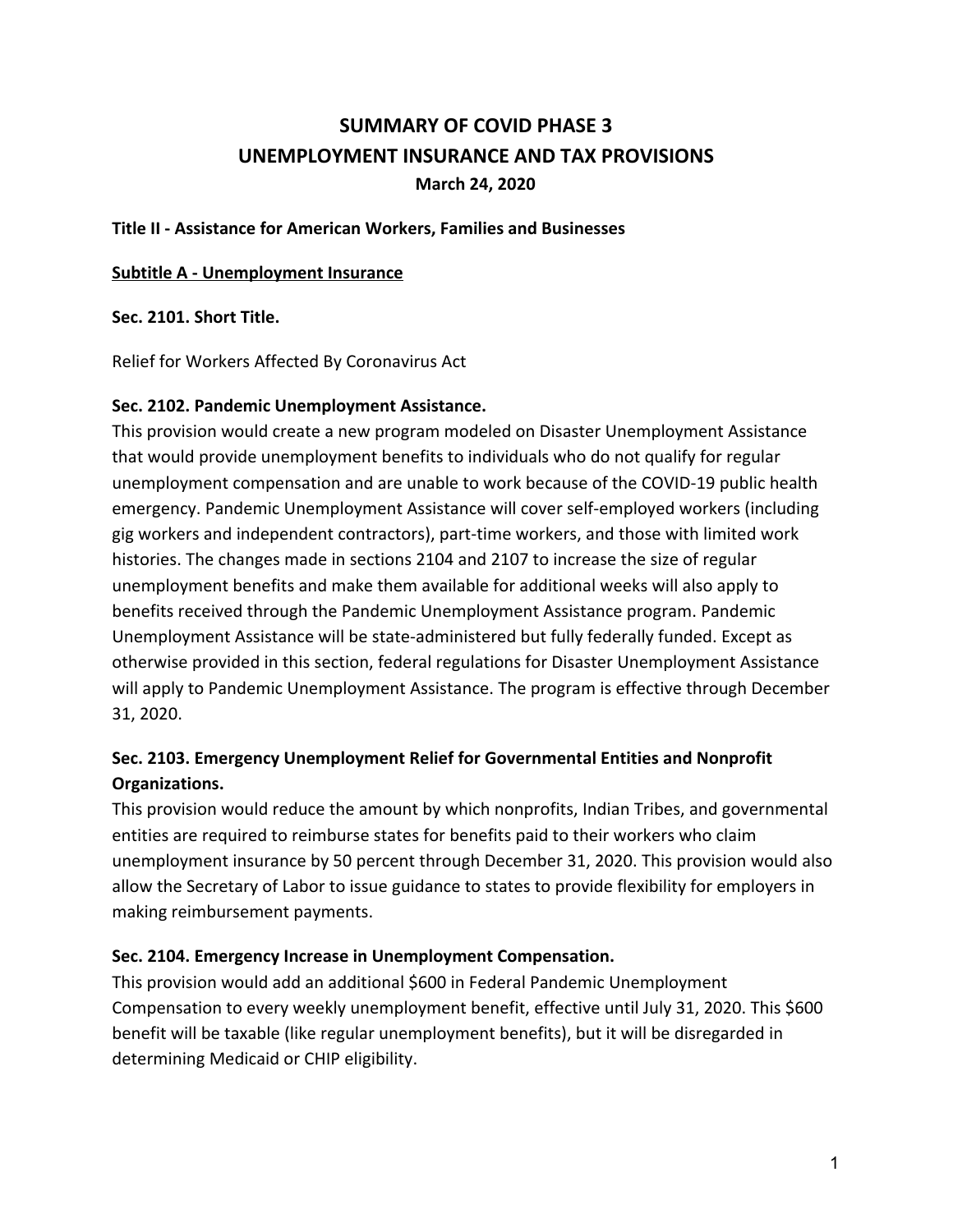# SUMMARY OF COVID PHASE 3
# UNEMPLOYMENT INSURANCE AND TAX PROVISIONS

**March 24, 2020**

**Title II - Assistance for American Workers, Families and Businesses**

**<u>Subtitle A - Unemployment Insurance</u>**

**Sec. 2101. Short Title.**

Relief for Workers Affected By Coronavirus Act

**Sec. 2102. Pandemic Unemployment Assistance.**

This provision would create a new program modeled on Disaster Unemployment Assistance that would provide unemployment benefits to individuals who do not qualify for regular unemployment compensation and are unable to work because of the COVID-19 public health emergency. Pandemic Unemployment Assistance will cover self-employed workers (including gig workers and independent contractors), part-time workers, and those with limited work histories. The changes made in sections 2104 and 2107 to increase the size of regular unemployment benefits and make them available for additional weeks will also apply to benefits received through the Pandemic Unemployment Assistance program. Pandemic Unemployment Assistance will be state-administered but fully federally funded. Except as otherwise provided in this section, federal regulations for Disaster Unemployment Assistance will apply to Pandemic Unemployment Assistance. The program is effective through December 31, 2020.

**Sec. 2103. Emergency Unemployment Relief for Governmental Entities and Nonprofit Organizations.**

This provision would reduce the amount by which nonprofits, Indian Tribes, and governmental entities are required to reimburse states for benefits paid to their workers who claim unemployment insurance by 50 percent through December 31, 2020. This provision would also allow the Secretary of Labor to issue guidance to states to provide flexibility for employers in making reimbursement payments.

**Sec. 2104. Emergency Increase in Unemployment Compensation.**

This provision would add an additional $600 in Federal Pandemic Unemployment Compensation to every weekly unemployment benefit, effective until July 31, 2020. This $600 benefit will be taxable (like regular unemployment benefits), but it will be disregarded in determining Medicaid or CHIP eligibility.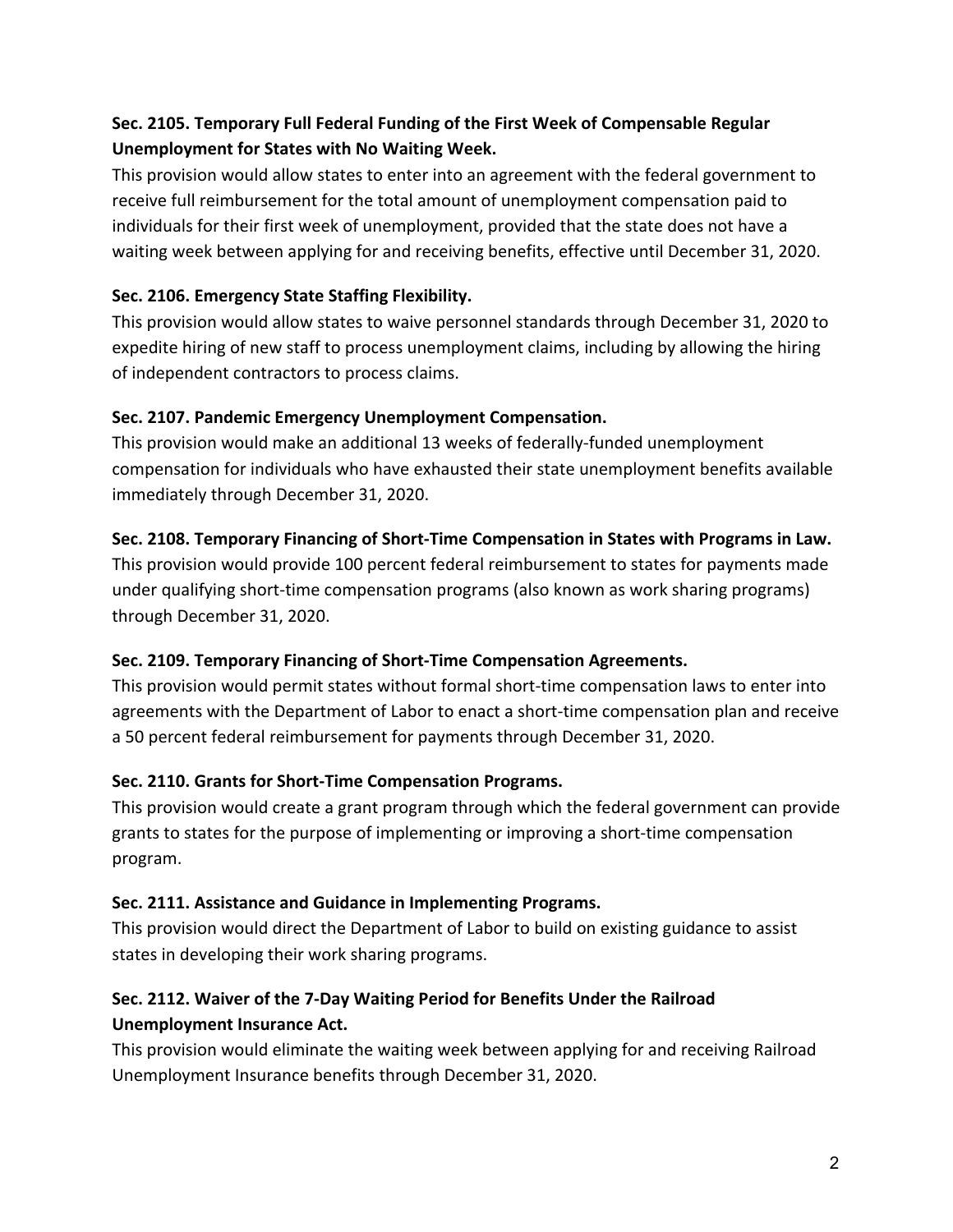**Sec. 2105. Temporary Full Federal Funding of the First Week of Compensable Regular Unemployment for States with No Waiting Week.**

This provision would allow states to enter into an agreement with the federal government to receive full reimbursement for the total amount of unemployment compensation paid to individuals for their first week of unemployment, provided that the state does not have a waiting week between applying for and receiving benefits, effective until December 31, 2020.

**Sec. 2106. Emergency State Staffing Flexibility.**

This provision would allow states to waive personnel standards through December 31, 2020 to expedite hiring of new staff to process unemployment claims, including by allowing the hiring of independent contractors to process claims.

**Sec. 2107. Pandemic Emergency Unemployment Compensation.**

This provision would make an additional 13 weeks of federally-funded unemployment compensation for individuals who have exhausted their state unemployment benefits available immediately through December 31, 2020.

**Sec. 2108. Temporary Financing of Short-Time Compensation in States with Programs in Law.**

This provision would provide 100 percent federal reimbursement to states for payments made under qualifying short-time compensation programs (also known as work sharing programs) through December 31, 2020.

**Sec. 2109. Temporary Financing of Short-Time Compensation Agreements.**

This provision would permit states without formal short-time compensation laws to enter into agreements with the Department of Labor to enact a short-time compensation plan and receive a 50 percent federal reimbursement for payments through December 31, 2020.

**Sec. 2110. Grants for Short-Time Compensation Programs.**

This provision would create a grant program through which the federal government can provide grants to states for the purpose of implementing or improving a short-time compensation program.

**Sec. 2111. Assistance and Guidance in Implementing Programs.**

This provision would direct the Department of Labor to build on existing guidance to assist states in developing their work sharing programs.

**Sec. 2112. Waiver of the 7-Day Waiting Period for Benefits Under the Railroad Unemployment Insurance Act.**

This provision would eliminate the waiting week between applying for and receiving Railroad Unemployment Insurance benefits through December 31, 2020.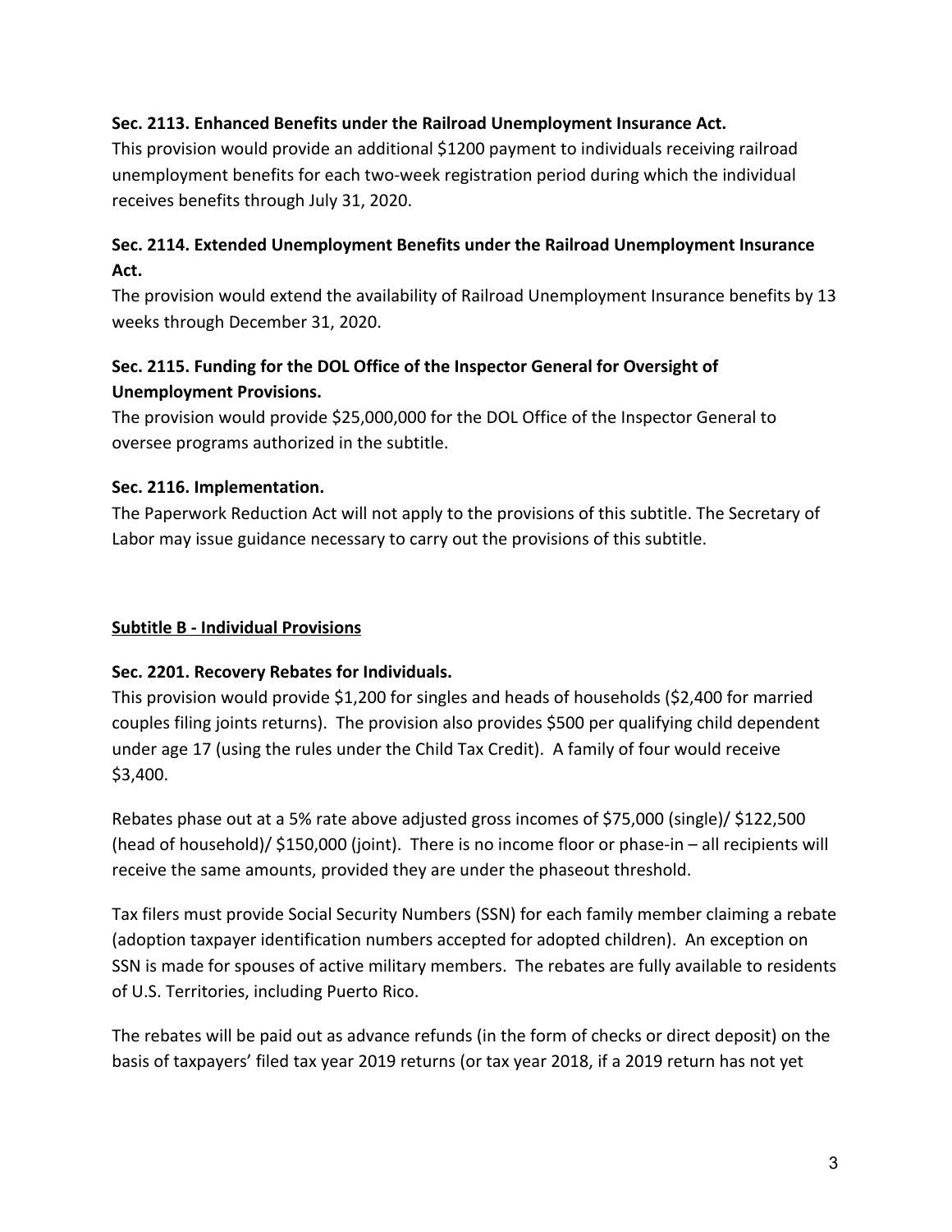**Sec. 2113. Enhanced Benefits under the Railroad Unemployment Insurance Act.**
This provision would provide an additional $1200 payment to individuals receiving railroad unemployment benefits for each two-week registration period during which the individual receives benefits through July 31, 2020.

**Sec. 2114. Extended Unemployment Benefits under the Railroad Unemployment Insurance Act.**
The provision would extend the availability of Railroad Unemployment Insurance benefits by 13 weeks through December 31, 2020.

**Sec. 2115. Funding for the DOL Office of the Inspector General for Oversight of Unemployment Provisions.**
The provision would provide $25,000,000 for the DOL Office of the Inspector General to oversee programs authorized in the subtitle.

**Sec. 2116. Implementation.**
The Paperwork Reduction Act will not apply to the provisions of this subtitle. The Secretary of Labor may issue guidance necessary to carry out the provisions of this subtitle.

## Subtitle B - Individual Provisions

**Sec. 2201. Recovery Rebates for Individuals.**
This provision would provide $1,200 for singles and heads of households ($2,400 for married couples filing joints returns). The provision also provides $500 per qualifying child dependent under age 17 (using the rules under the Child Tax Credit). A family of four would receive $3,400.

Rebates phase out at a 5% rate above adjusted gross incomes of $75,000 (single)/ $122,500 (head of household)/ $150,000 (joint). There is no income floor or phase-in – all recipients will receive the same amounts, provided they are under the phaseout threshold.

Tax filers must provide Social Security Numbers (SSN) for each family member claiming a rebate (adoption taxpayer identification numbers accepted for adopted children). An exception on SSN is made for spouses of active military members. The rebates are fully available to residents of U.S. Territories, including Puerto Rico.

The rebates will be paid out as advance refunds (in the form of checks or direct deposit) on the basis of taxpayers' filed tax year 2019 returns (or tax year 2018, if a 2019 return has not yet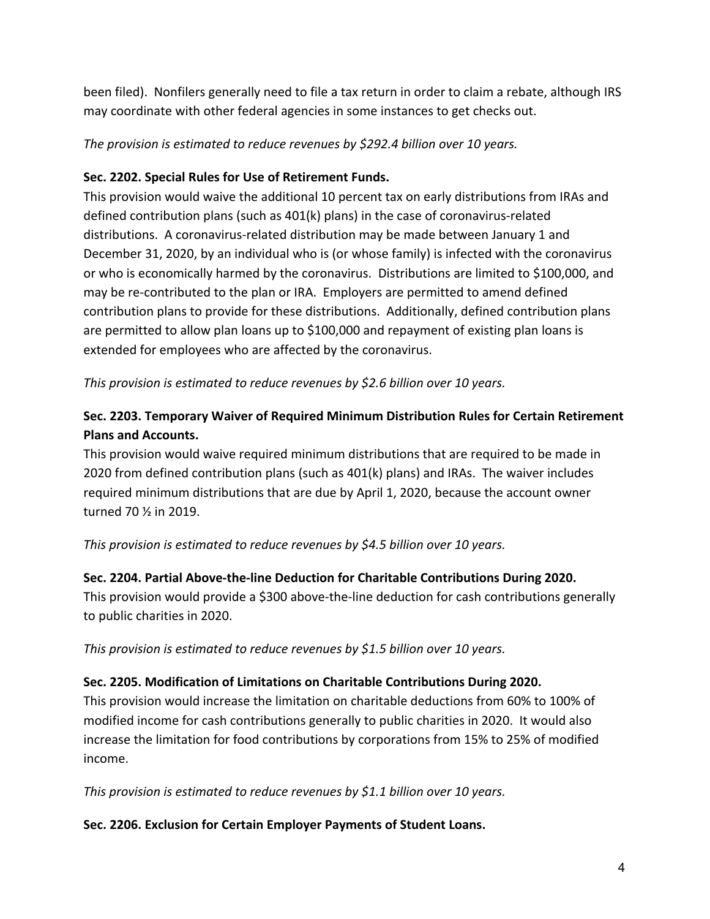been filed). Nonfilers generally need to file a tax return in order to claim a rebate, although IRS may coordinate with other federal agencies in some instances to get checks out.

*The provision is estimated to reduce revenues by $292.4 billion over 10 years.*

**Sec. 2202. Special Rules for Use of Retirement Funds.**

This provision would waive the additional 10 percent tax on early distributions from IRAs and defined contribution plans (such as 401(k) plans) in the case of coronavirus-related distributions. A coronavirus-related distribution may be made between January 1 and December 31, 2020, by an individual who is (or whose family) is infected with the coronavirus or who is economically harmed by the coronavirus. Distributions are limited to $100,000, and may be re-contributed to the plan or IRA. Employers are permitted to amend defined contribution plans to provide for these distributions. Additionally, defined contribution plans are permitted to allow plan loans up to $100,000 and repayment of existing plan loans is extended for employees who are affected by the coronavirus.

*This provision is estimated to reduce revenues by $2.6 billion over 10 years.*

**Sec. 2203. Temporary Waiver of Required Minimum Distribution Rules for Certain Retirement Plans and Accounts.**

This provision would waive required minimum distributions that are required to be made in 2020 from defined contribution plans (such as 401(k) plans) and IRAs. The waiver includes required minimum distributions that are due by April 1, 2020, because the account owner turned 70 ½ in 2019.

*This provision is estimated to reduce revenues by $4.5 billion over 10 years.*

**Sec. 2204. Partial Above-the-line Deduction for Charitable Contributions During 2020.**

This provision would provide a $300 above-the-line deduction for cash contributions generally to public charities in 2020.

*This provision is estimated to reduce revenues by $1.5 billion over 10 years.*

**Sec. 2205. Modification of Limitations on Charitable Contributions During 2020.**

This provision would increase the limitation on charitable deductions from 60% to 100% of modified income for cash contributions generally to public charities in 2020. It would also increase the limitation for food contributions by corporations from 15% to 25% of modified income.

*This provision is estimated to reduce revenues by $1.1 billion over 10 years.*

**Sec. 2206. Exclusion for Certain Employer Payments of Student Loans.**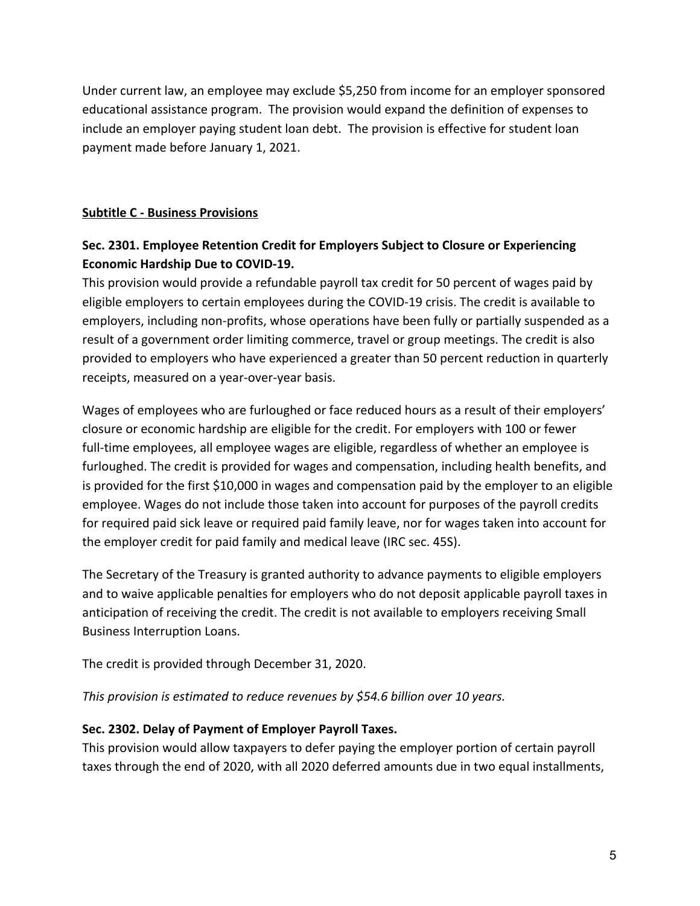Under current law, an employee may exclude $5,250 from income for an employer sponsored educational assistance program. The provision would expand the definition of expenses to include an employer paying student loan debt. The provision is effective for student loan payment made before January 1, 2021.

**Subtitle C - Business Provisions**

### Sec. 2301. Employee Retention Credit for Employers Subject to Closure or Experiencing Economic Hardship Due to COVID-19.

This provision would provide a refundable payroll tax credit for 50 percent of wages paid by eligible employers to certain employees during the COVID-19 crisis. The credit is available to employers, including non-profits, whose operations have been fully or partially suspended as a result of a government order limiting commerce, travel or group meetings. The credit is also provided to employers who have experienced a greater than 50 percent reduction in quarterly receipts, measured on a year-over-year basis.

Wages of employees who are furloughed or face reduced hours as a result of their employers' closure or economic hardship are eligible for the credit. For employers with 100 or fewer full-time employees, all employee wages are eligible, regardless of whether an employee is furloughed. The credit is provided for wages and compensation, including health benefits, and is provided for the first $10,000 in wages and compensation paid by the employer to an eligible employee. Wages do not include those taken into account for purposes of the payroll credits for required paid sick leave or required paid family leave, nor for wages taken into account for the employer credit for paid family and medical leave (IRC sec. 45S).

The Secretary of the Treasury is granted authority to advance payments to eligible employers and to waive applicable penalties for employers who do not deposit applicable payroll taxes in anticipation of receiving the credit. The credit is not available to employers receiving Small Business Interruption Loans.

The credit is provided through December 31, 2020.

*This provision is estimated to reduce revenues by $54.6 billion over 10 years.*

### Sec. 2302. Delay of Payment of Employer Payroll Taxes.

This provision would allow taxpayers to defer paying the employer portion of certain payroll taxes through the end of 2020, with all 2020 deferred amounts due in two equal installments,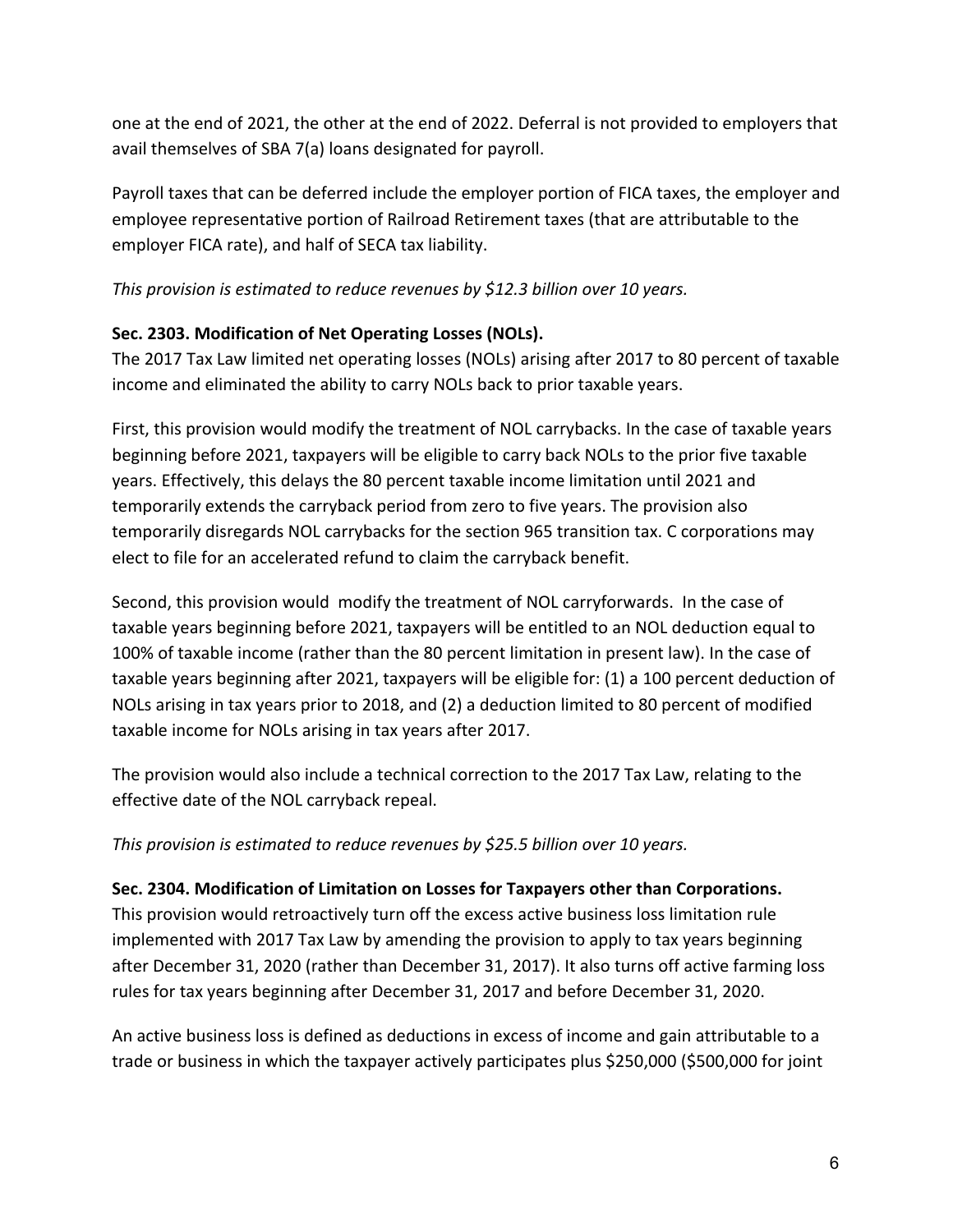one at the end of 2021, the other at the end of 2022. Deferral is not provided to employers that avail themselves of SBA 7(a) loans designated for payroll.

Payroll taxes that can be deferred include the employer portion of FICA taxes, the employer and employee representative portion of Railroad Retirement taxes (that are attributable to the employer FICA rate), and half of SECA tax liability.

*This provision is estimated to reduce revenues by $12.3 billion over 10 years.*

**Sec. 2303. Modification of Net Operating Losses (NOLs).**
The 2017 Tax Law limited net operating losses (NOLs) arising after 2017 to 80 percent of taxable income and eliminated the ability to carry NOLs back to prior taxable years.

First, this provision would modify the treatment of NOL carrybacks. In the case of taxable years beginning before 2021, taxpayers will be eligible to carry back NOLs to the prior five taxable years. Effectively, this delays the 80 percent taxable income limitation until 2021 and temporarily extends the carryback period from zero to five years. The provision also temporarily disregards NOL carrybacks for the section 965 transition tax. C corporations may elect to file for an accelerated refund to claim the carryback benefit.

Second, this provision would modify the treatment of NOL carryforwards. In the case of taxable years beginning before 2021, taxpayers will be entitled to an NOL deduction equal to 100% of taxable income (rather than the 80 percent limitation in present law). In the case of taxable years beginning after 2021, taxpayers will be eligible for: (1) a 100 percent deduction of NOLs arising in tax years prior to 2018, and (2) a deduction limited to 80 percent of modified taxable income for NOLs arising in tax years after 2017.

The provision would also include a technical correction to the 2017 Tax Law, relating to the effective date of the NOL carryback repeal.

*This provision is estimated to reduce revenues by $25.5 billion over 10 years.*

**Sec. 2304. Modification of Limitation on Losses for Taxpayers other than Corporations.**
This provision would retroactively turn off the excess active business loss limitation rule implemented with 2017 Tax Law by amending the provision to apply to tax years beginning after December 31, 2020 (rather than December 31, 2017). It also turns off active farming loss rules for tax years beginning after December 31, 2017 and before December 31, 2020.

An active business loss is defined as deductions in excess of income and gain attributable to a trade or business in which the taxpayer actively participates plus $250,000 ($500,000 for joint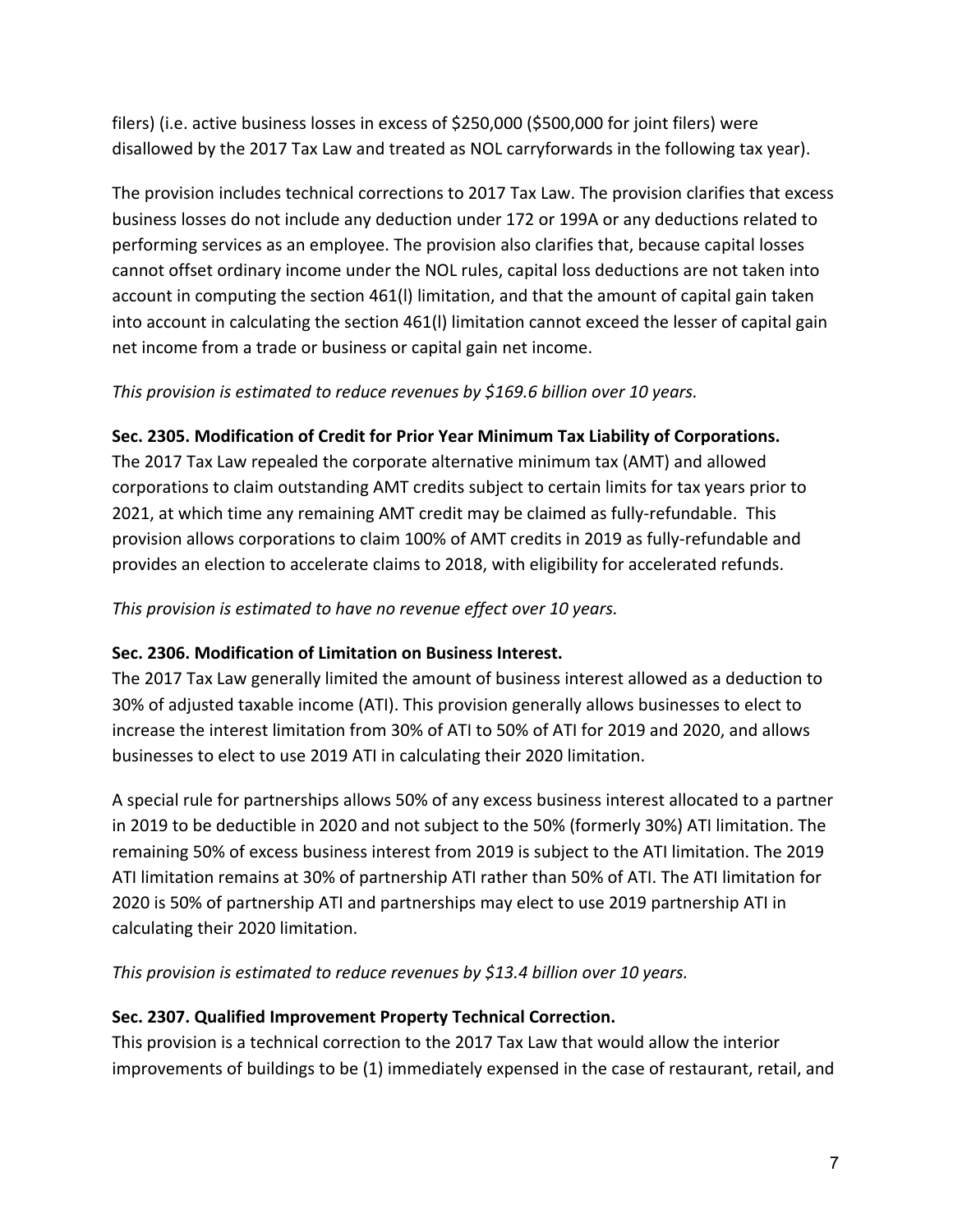filers) (i.e. active business losses in excess of $250,000 ($500,000 for joint filers) were disallowed by the 2017 Tax Law and treated as NOL carryforwards in the following tax year).

The provision includes technical corrections to 2017 Tax Law. The provision clarifies that excess business losses do not include any deduction under 172 or 199A or any deductions related to performing services as an employee. The provision also clarifies that, because capital losses cannot offset ordinary income under the NOL rules, capital loss deductions are not taken into account in computing the section 461(l) limitation, and that the amount of capital gain taken into account in calculating the section 461(l) limitation cannot exceed the lesser of capital gain net income from a trade or business or capital gain net income.

*This provision is estimated to reduce revenues by $169.6 billion over 10 years.*

**Sec. 2305. Modification of Credit for Prior Year Minimum Tax Liability of Corporations.**
The 2017 Tax Law repealed the corporate alternative minimum tax (AMT) and allowed corporations to claim outstanding AMT credits subject to certain limits for tax years prior to 2021, at which time any remaining AMT credit may be claimed as fully-refundable. This provision allows corporations to claim 100% of AMT credits in 2019 as fully-refundable and provides an election to accelerate claims to 2018, with eligibility for accelerated refunds.

*This provision is estimated to have no revenue effect over 10 years.*

**Sec. 2306. Modification of Limitation on Business Interest.**
The 2017 Tax Law generally limited the amount of business interest allowed as a deduction to 30% of adjusted taxable income (ATI). This provision generally allows businesses to elect to increase the interest limitation from 30% of ATI to 50% of ATI for 2019 and 2020, and allows businesses to elect to use 2019 ATI in calculating their 2020 limitation.

A special rule for partnerships allows 50% of any excess business interest allocated to a partner in 2019 to be deductible in 2020 and not subject to the 50% (formerly 30%) ATI limitation. The remaining 50% of excess business interest from 2019 is subject to the ATI limitation. The 2019 ATI limitation remains at 30% of partnership ATI rather than 50% of ATI. The ATI limitation for 2020 is 50% of partnership ATI and partnerships may elect to use 2019 partnership ATI in calculating their 2020 limitation.

*This provision is estimated to reduce revenues by $13.4 billion over 10 years.*

**Sec. 2307. Qualified Improvement Property Technical Correction.**
This provision is a technical correction to the 2017 Tax Law that would allow the interior improvements of buildings to be (1) immediately expensed in the case of restaurant, retail, and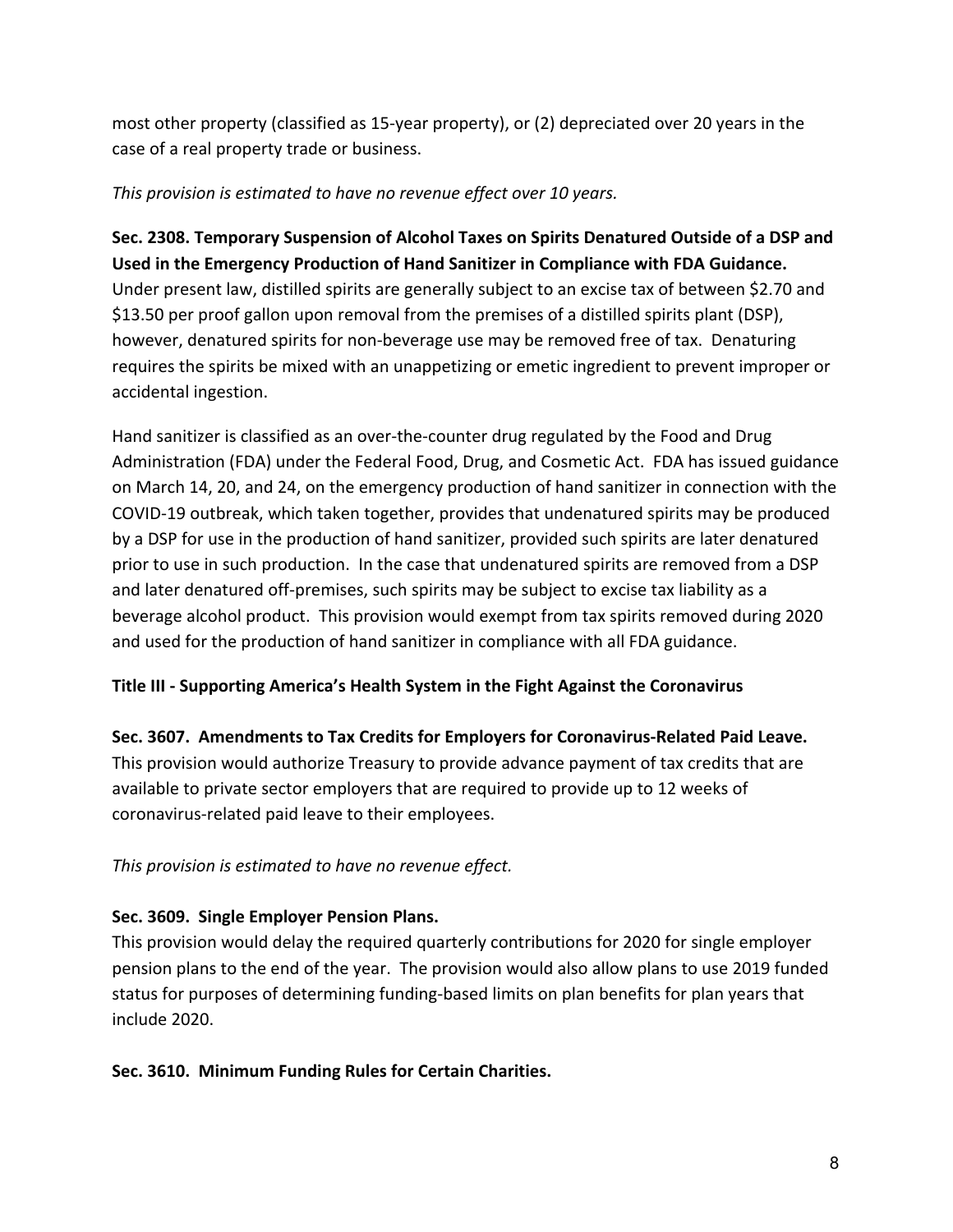most other property (classified as 15-year property), or (2) depreciated over 20 years in the case of a real property trade or business.

*This provision is estimated to have no revenue effect over 10 years.*

**Sec. 2308. Temporary Suspension of Alcohol Taxes on Spirits Denatured Outside of a DSP and Used in the Emergency Production of Hand Sanitizer in Compliance with FDA Guidance.** Under present law, distilled spirits are generally subject to an excise tax of between $2.70 and $13.50 per proof gallon upon removal from the premises of a distilled spirits plant (DSP), however, denatured spirits for non-beverage use may be removed free of tax. Denaturing requires the spirits be mixed with an unappetizing or emetic ingredient to prevent improper or accidental ingestion.

Hand sanitizer is classified as an over-the-counter drug regulated by the Food and Drug Administration (FDA) under the Federal Food, Drug, and Cosmetic Act. FDA has issued guidance on March 14, 20, and 24, on the emergency production of hand sanitizer in connection with the COVID-19 outbreak, which taken together, provides that undenatured spirits may be produced by a DSP for use in the production of hand sanitizer, provided such spirits are later denatured prior to use in such production. In the case that undenatured spirits are removed from a DSP and later denatured off-premises, such spirits may be subject to excise tax liability as a beverage alcohol product. This provision would exempt from tax spirits removed during 2020 and used for the production of hand sanitizer in compliance with all FDA guidance.

**Title III - Supporting America's Health System in the Fight Against the Coronavirus**

**Sec. 3607. Amendments to Tax Credits for Employers for Coronavirus-Related Paid Leave.** This provision would authorize Treasury to provide advance payment of tax credits that are available to private sector employers that are required to provide up to 12 weeks of coronavirus-related paid leave to their employees.

*This provision is estimated to have no revenue effect.*

**Sec. 3609. Single Employer Pension Plans.**
This provision would delay the required quarterly contributions for 2020 for single employer pension plans to the end of the year. The provision would also allow plans to use 2019 funded status for purposes of determining funding-based limits on plan benefits for plan years that include 2020.

**Sec. 3610. Minimum Funding Rules for Certain Charities.**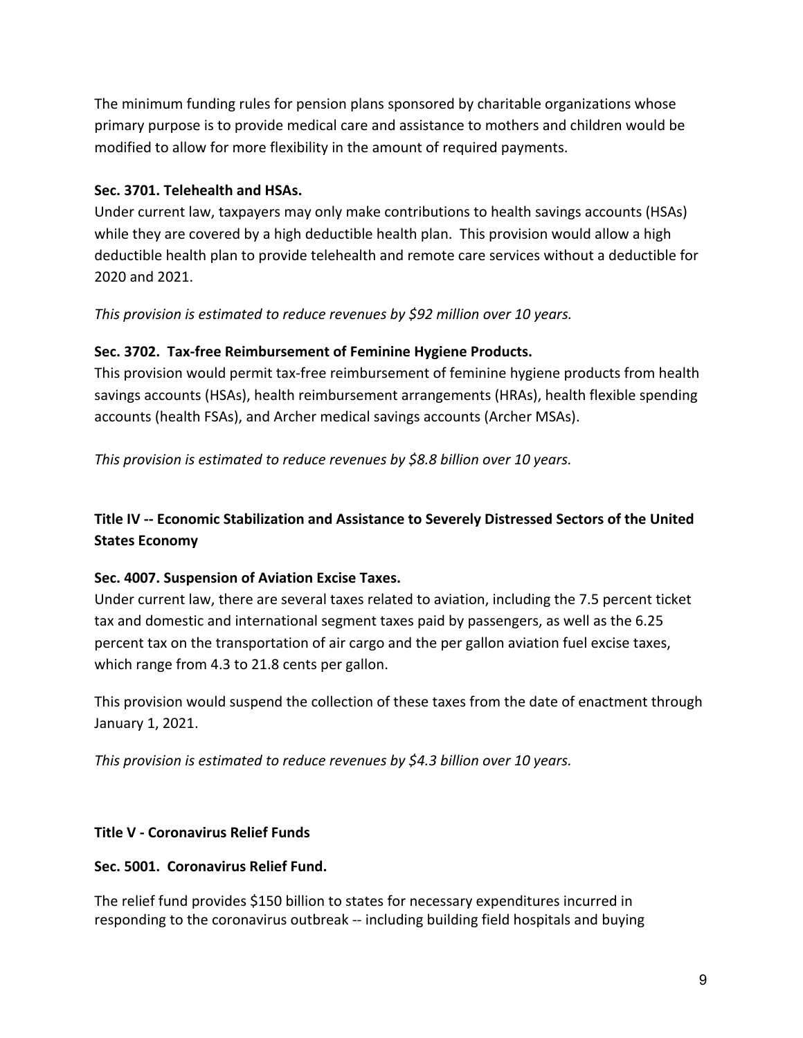The minimum funding rules for pension plans sponsored by charitable organizations whose primary purpose is to provide medical care and assistance to mothers and children would be modified to allow for more flexibility in the amount of required payments.

**Sec. 3701. Telehealth and HSAs.**

Under current law, taxpayers may only make contributions to health savings accounts (HSAs) while they are covered by a high deductible health plan. This provision would allow a high deductible health plan to provide telehealth and remote care services without a deductible for 2020 and 2021.

*This provision is estimated to reduce revenues by $92 million over 10 years.*

**Sec. 3702. Tax-free Reimbursement of Feminine Hygiene Products.**

This provision would permit tax-free reimbursement of feminine hygiene products from health savings accounts (HSAs), health reimbursement arrangements (HRAs), health flexible spending accounts (health FSAs), and Archer medical savings accounts (Archer MSAs).

*This provision is estimated to reduce revenues by $8.8 billion over 10 years.*

## Title IV -- Economic Stabilization and Assistance to Severely Distressed Sectors of the United States Economy

**Sec. 4007. Suspension of Aviation Excise Taxes.**

Under current law, there are several taxes related to aviation, including the 7.5 percent ticket tax and domestic and international segment taxes paid by passengers, as well as the 6.25 percent tax on the transportation of air cargo and the per gallon aviation fuel excise taxes, which range from 4.3 to 21.8 cents per gallon.

This provision would suspend the collection of these taxes from the date of enactment through January 1, 2021.

*This provision is estimated to reduce revenues by $4.3 billion over 10 years.*

## Title V - Coronavirus Relief Funds

**Sec. 5001. Coronavirus Relief Fund.**

The relief fund provides $150 billion to states for necessary expenditures incurred in responding to the coronavirus outbreak -- including building field hospitals and buying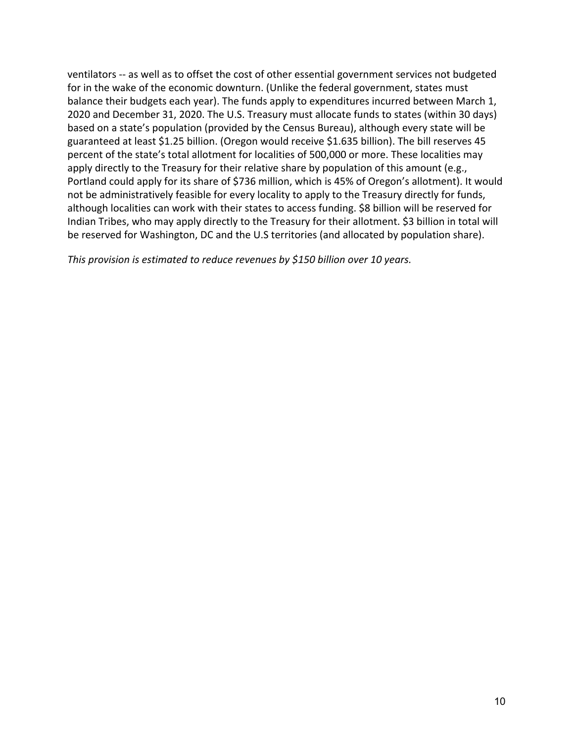ventilators -- as well as to offset the cost of other essential government services not budgeted for in the wake of the economic downturn. (Unlike the federal government, states must balance their budgets each year). The funds apply to expenditures incurred between March 1, 2020 and December 31, 2020. The U.S. Treasury must allocate funds to states (within 30 days) based on a state's population (provided by the Census Bureau), although every state will be guaranteed at least $1.25 billion. (Oregon would receive $1.635 billion). The bill reserves 45 percent of the state's total allotment for localities of 500,000 or more. These localities may apply directly to the Treasury for their relative share by population of this amount (e.g., Portland could apply for its share of $736 million, which is 45% of Oregon's allotment). It would not be administratively feasible for every locality to apply to the Treasury directly for funds, although localities can work with their states to access funding. $8 billion will be reserved for Indian Tribes, who may apply directly to the Treasury for their allotment. $3 billion in total will be reserved for Washington, DC and the U.S territories (and allocated by population share).

*This provision is estimated to reduce revenues by $150 billion over 10 years.*